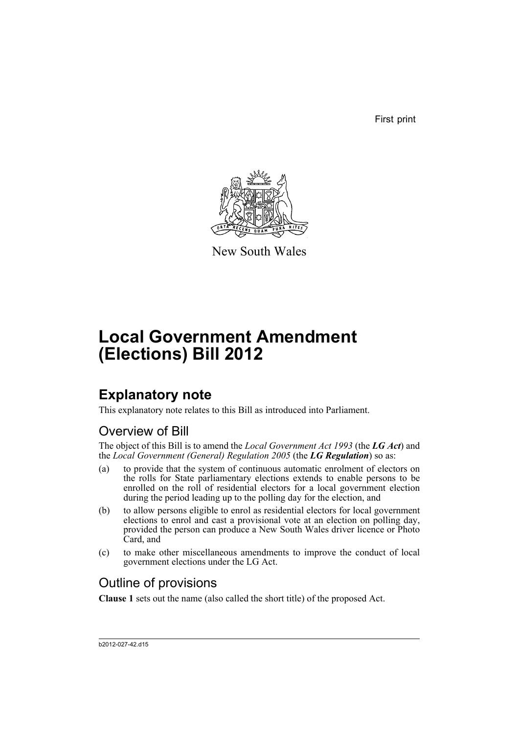First print

New South Wales

# Local Government Amendment (Elections) Bill 2012

## Explanatory note

This explanatory note relates to this Bill as introduced into Parliament.

### Overview of Bill

The object of this Bill is to amend the *Local Government Act 1993* (the ***LG Act***) and the *Local Government (General) Regulation 2005* (the ***LG Regulation***) so as:

(a) to provide that the system of continuous automatic enrolment of electors on the rolls for State parliamentary elections extends to enable persons to be enrolled on the roll of residential electors for a local government election during the period leading up to the polling day for the election, and

(b) to allow persons eligible to enrol as residential electors for local government elections to enrol and cast a provisional vote at an election on polling day, provided the person can produce a New South Wales driver licence or Photo Card, and

(c) to make other miscellaneous amendments to improve the conduct of local government elections under the LG Act.

### Outline of provisions

**Clause 1** sets out the name (also called the short title) of the proposed Act.

b2012-027-42.d15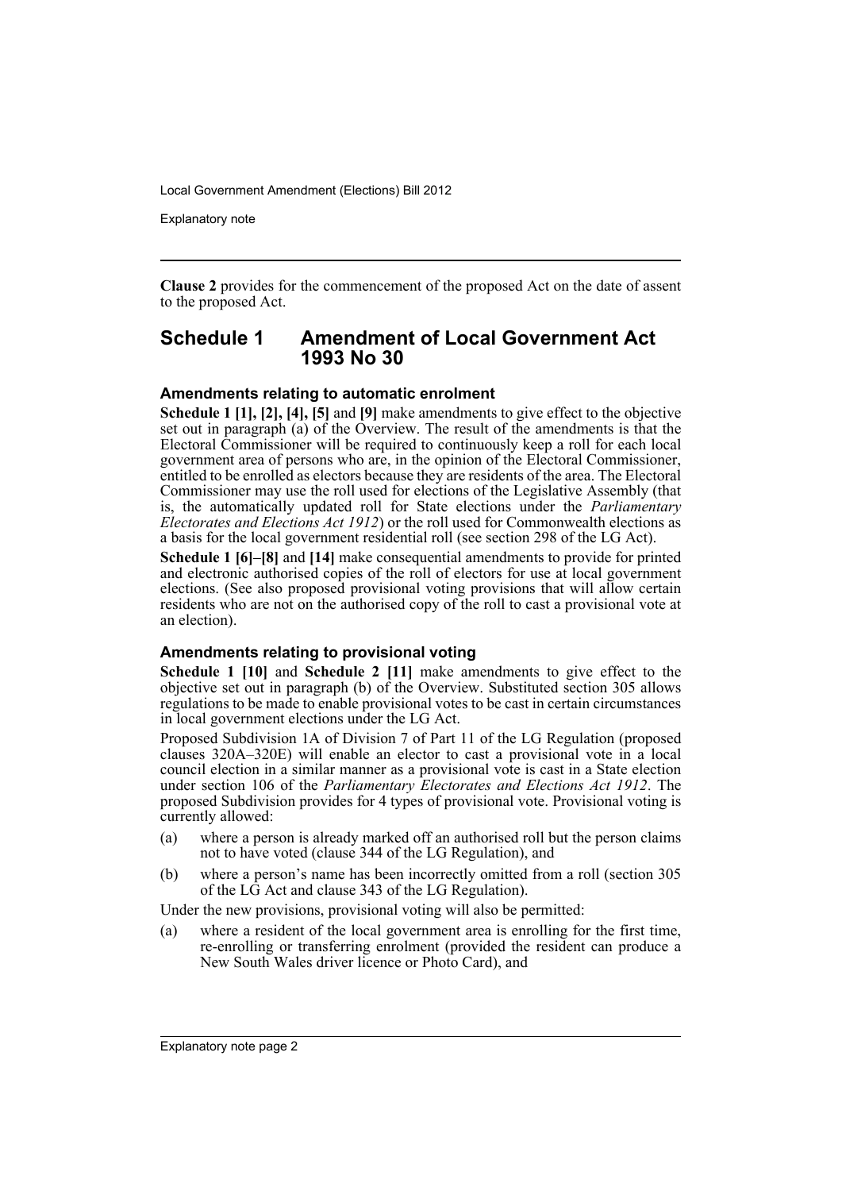**Clause 2** provides for the commencement of the proposed Act on the date of assent to the proposed Act.

## Schedule 1 Amendment of Local Government Act 1993 No 30

### Amendments relating to automatic enrolment

**Schedule 1 [1], [2], [4], [5]** and **[9]** make amendments to give effect to the objective set out in paragraph (a) of the Overview. The result of the amendments is that the Electoral Commissioner will be required to continuously keep a roll for each local government area of persons who are, in the opinion of the Electoral Commissioner, entitled to be enrolled as electors because they are residents of the area. The Electoral Commissioner may use the roll used for elections of the Legislative Assembly (that is, the automatically updated roll for State elections under the *Parliamentary Electorates and Elections Act 1912*) or the roll used for Commonwealth elections as a basis for the local government residential roll (see section 298 of the LG Act).

**Schedule 1 [6]–[8]** and **[14]** make consequential amendments to provide for printed and electronic authorised copies of the roll of electors for use at local government elections. (See also proposed provisional voting provisions that will allow certain residents who are not on the authorised copy of the roll to cast a provisional vote at an election).

### Amendments relating to provisional voting

**Schedule 1 [10]** and **Schedule 2 [11]** make amendments to give effect to the objective set out in paragraph (b) of the Overview. Substituted section 305 allows regulations to be made to enable provisional votes to be cast in certain circumstances in local government elections under the LG Act.

Proposed Subdivision 1A of Division 7 of Part 11 of the LG Regulation (proposed clauses 320A–320E) will enable an elector to cast a provisional vote in a local council election in a similar manner as a provisional vote is cast in a State election under section 106 of the *Parliamentary Electorates and Elections Act 1912*. The proposed Subdivision provides for 4 types of provisional vote. Provisional voting is currently allowed:

(a) where a person is already marked off an authorised roll but the person claims not to have voted (clause 344 of the LG Regulation), and

(b) where a person's name has been incorrectly omitted from a roll (section 305 of the LG Act and clause 343 of the LG Regulation).

Under the new provisions, provisional voting will also be permitted:

(a) where a resident of the local government area is enrolling for the first time, re-enrolling or transferring enrolment (provided the resident can produce a New South Wales driver licence or Photo Card), and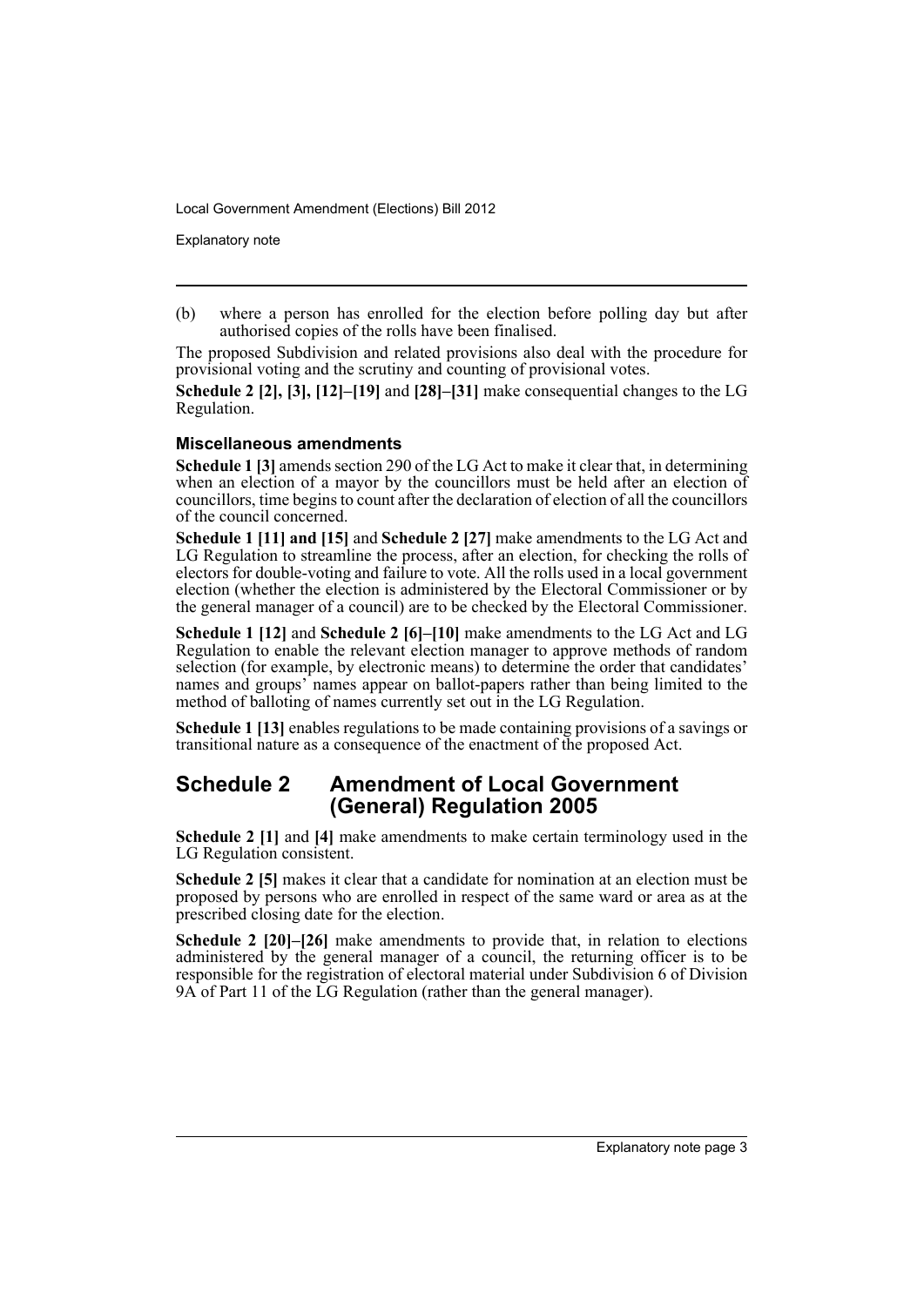(b) where a person has enrolled for the election before polling day but after authorised copies of the rolls have been finalised.

The proposed Subdivision and related provisions also deal with the procedure for provisional voting and the scrutiny and counting of provisional votes.

**Schedule 2 [2], [3], [12]–[19]** and **[28]–[31]** make consequential changes to the LG Regulation.

### Miscellaneous amendments

**Schedule 1 [3]** amends section 290 of the LG Act to make it clear that, in determining when an election of a mayor by the councillors must be held after an election of councillors, time begins to count after the declaration of election of all the councillors of the council concerned.

**Schedule 1 [11] and [15]** and **Schedule 2 [27]** make amendments to the LG Act and LG Regulation to streamline the process, after an election, for checking the rolls of electors for double-voting and failure to vote. All the rolls used in a local government election (whether the election is administered by the Electoral Commissioner or by the general manager of a council) are to be checked by the Electoral Commissioner.

**Schedule 1 [12]** and **Schedule 2 [6]–[10]** make amendments to the LG Act and LG Regulation to enable the relevant election manager to approve methods of random selection (for example, by electronic means) to determine the order that candidates' names and groups' names appear on ballot-papers rather than being limited to the method of balloting of names currently set out in the LG Regulation.

**Schedule 1 [13]** enables regulations to be made containing provisions of a savings or transitional nature as a consequence of the enactment of the proposed Act.

## Schedule 2 Amendment of Local Government (General) Regulation 2005

**Schedule 2 [1]** and **[4]** make amendments to make certain terminology used in the LG Regulation consistent.

**Schedule 2 [5]** makes it clear that a candidate for nomination at an election must be proposed by persons who are enrolled in respect of the same ward or area as at the prescribed closing date for the election.

**Schedule 2 [20]–[26]** make amendments to provide that, in relation to elections administered by the general manager of a council, the returning officer is to be responsible for the registration of electoral material under Subdivision 6 of Division 9A of Part 11 of the LG Regulation (rather than the general manager).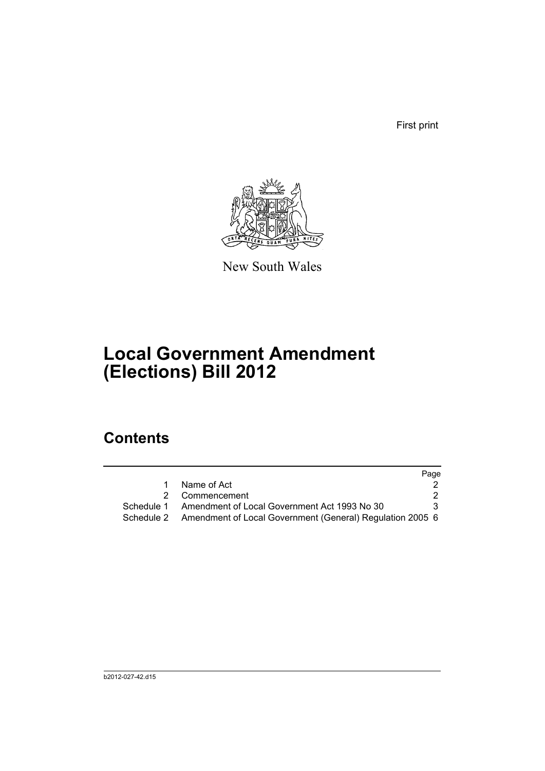First print

New South Wales

# Local Government Amendment (Elections) Bill 2012

## Contents

| | | Page |
|---|---|---|
| 1 | Name of Act | 2 |
| 2 | Commencement | 2 |
| Schedule 1 | Amendment of Local Government Act 1993 No 30 | 3 |
| Schedule 2 | Amendment of Local Government (General) Regulation 2005 | 6 |

b2012-027-42.d15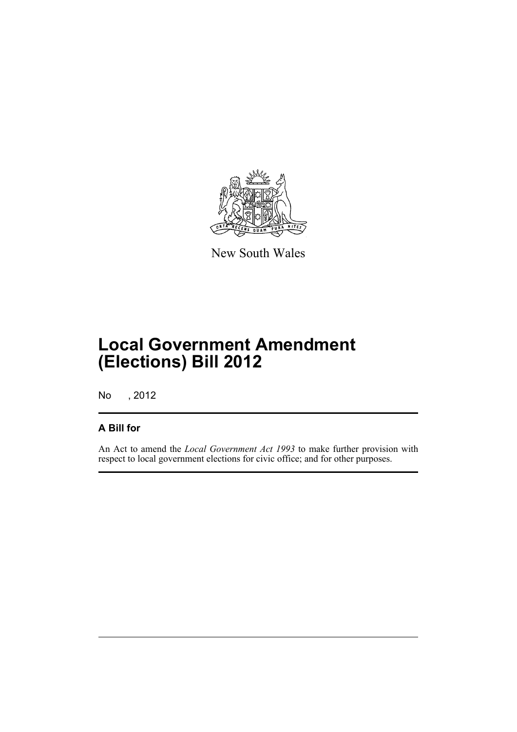New South Wales

# Local Government Amendment (Elections) Bill 2012

No , 2012

## A Bill for

An Act to amend the *Local Government Act 1993* to make further provision with respect to local government elections for civic office; and for other purposes.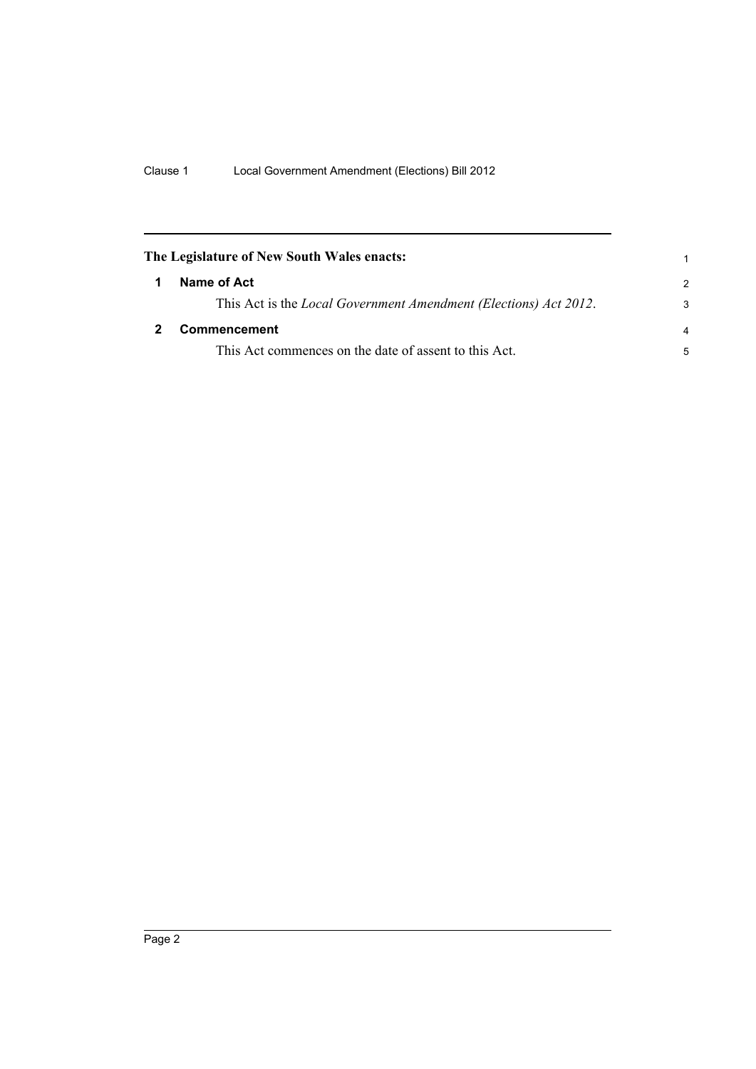**The Legislature of New South Wales enacts:**

## 1 Name of Act

This Act is the *Local Government Amendment (Elections) Act 2012*.

## 2 Commencement

This Act commences on the date of assent to this Act.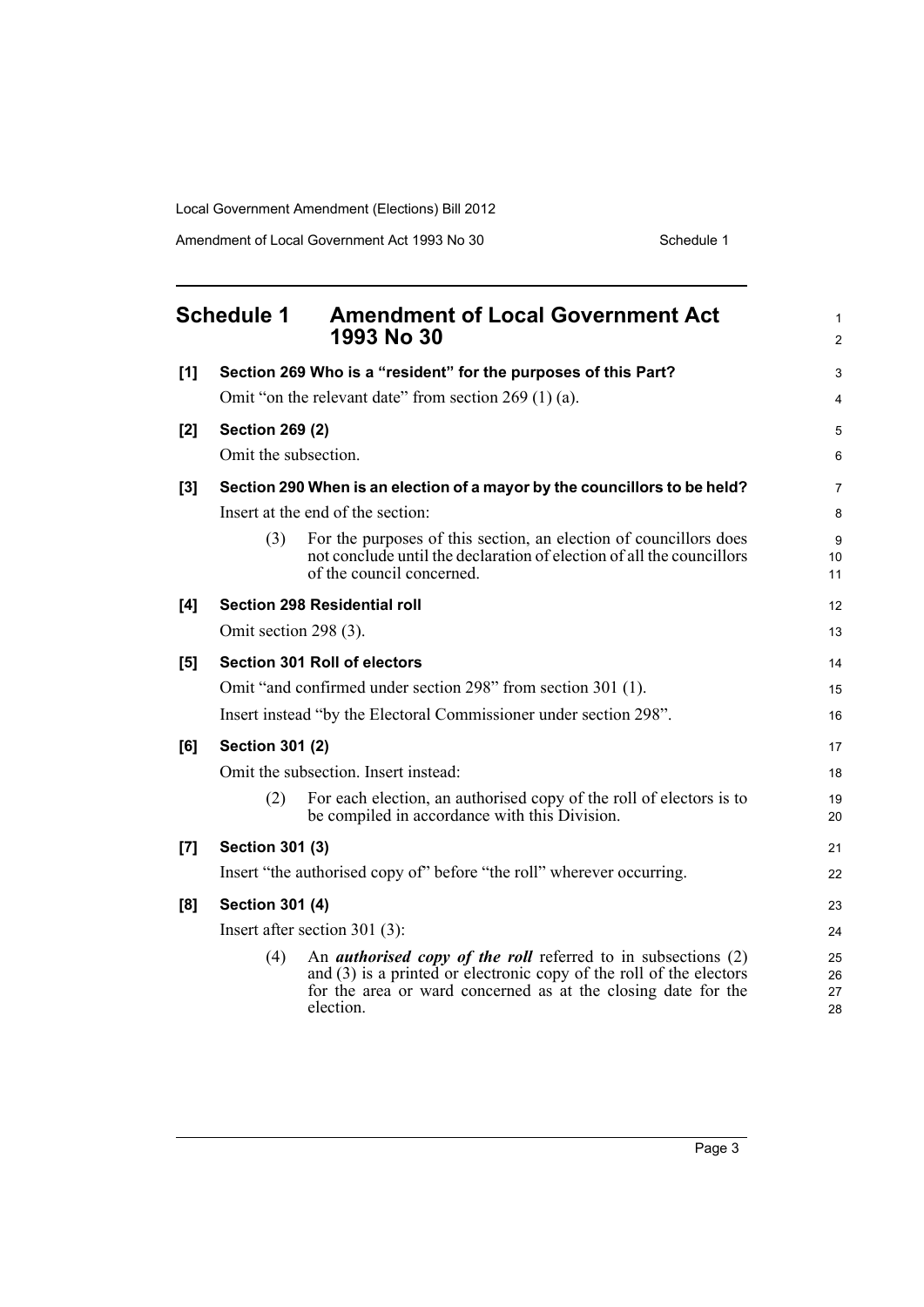## Schedule 1 Amendment of Local Government Act 1993 No 30

**[1] Section 269 Who is a "resident" for the purposes of this Part?**

Omit "on the relevant date" from section 269 (1) (a).

**[2] Section 269 (2)**

Omit the subsection.

**[3] Section 290 When is an election of a mayor by the councillors to be held?**

Insert at the end of the section:

(3) For the purposes of this section, an election of councillors does not conclude until the declaration of election of all the councillors of the council concerned.

**[4] Section 298 Residential roll**

Omit section 298 (3).

**[5] Section 301 Roll of electors**

Omit "and confirmed under section 298" from section 301 (1).

Insert instead "by the Electoral Commissioner under section 298".

**[6] Section 301 (2)**

Omit the subsection. Insert instead:

(2) For each election, an authorised copy of the roll of electors is to be compiled in accordance with this Division.

**[7] Section 301 (3)**

Insert "the authorised copy of" before "the roll" wherever occurring.

**[8] Section 301 (4)**

Insert after section 301 (3):

(4) An ***authorised copy of the roll*** referred to in subsections (2) and (3) is a printed or electronic copy of the roll of the electors for the area or ward concerned as at the closing date for the election.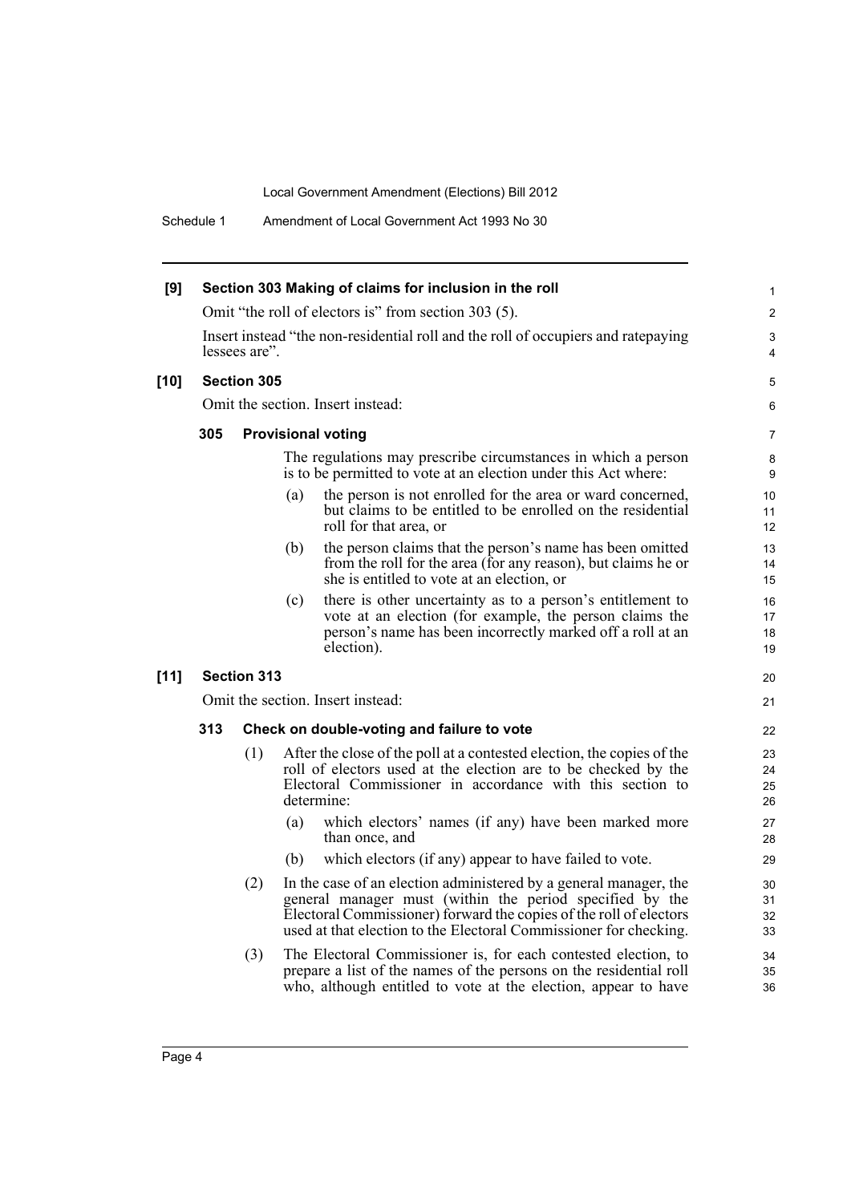**[9] Section 303 Making of claims for inclusion in the roll**

Omit "the roll of electors is" from section 303 (5).

Insert instead "the non-residential roll and the roll of occupiers and ratepaying lessees are".

**[10] Section 305**

Omit the section. Insert instead:

**305 Provisional voting**

The regulations may prescribe circumstances in which a person is to be permitted to vote at an election under this Act where:

(a) the person is not enrolled for the area or ward concerned, but claims to be entitled to be enrolled on the residential roll for that area, or

(b) the person claims that the person's name has been omitted from the roll for the area (for any reason), but claims he or she is entitled to vote at an election, or

(c) there is other uncertainty as to a person's entitlement to vote at an election (for example, the person claims the person's name has been incorrectly marked off a roll at an election).

**[11] Section 313**

Omit the section. Insert instead:

**313 Check on double-voting and failure to vote**

(1) After the close of the poll at a contested election, the copies of the roll of electors used at the election are to be checked by the Electoral Commissioner in accordance with this section to determine:

(a) which electors' names (if any) have been marked more than once, and

(b) which electors (if any) appear to have failed to vote.

(2) In the case of an election administered by a general manager, the general manager must (within the period specified by the Electoral Commissioner) forward the copies of the roll of electors used at that election to the Electoral Commissioner for checking.

(3) The Electoral Commissioner is, for each contested election, to prepare a list of the names of the persons on the residential roll who, although entitled to vote at the election, appear to have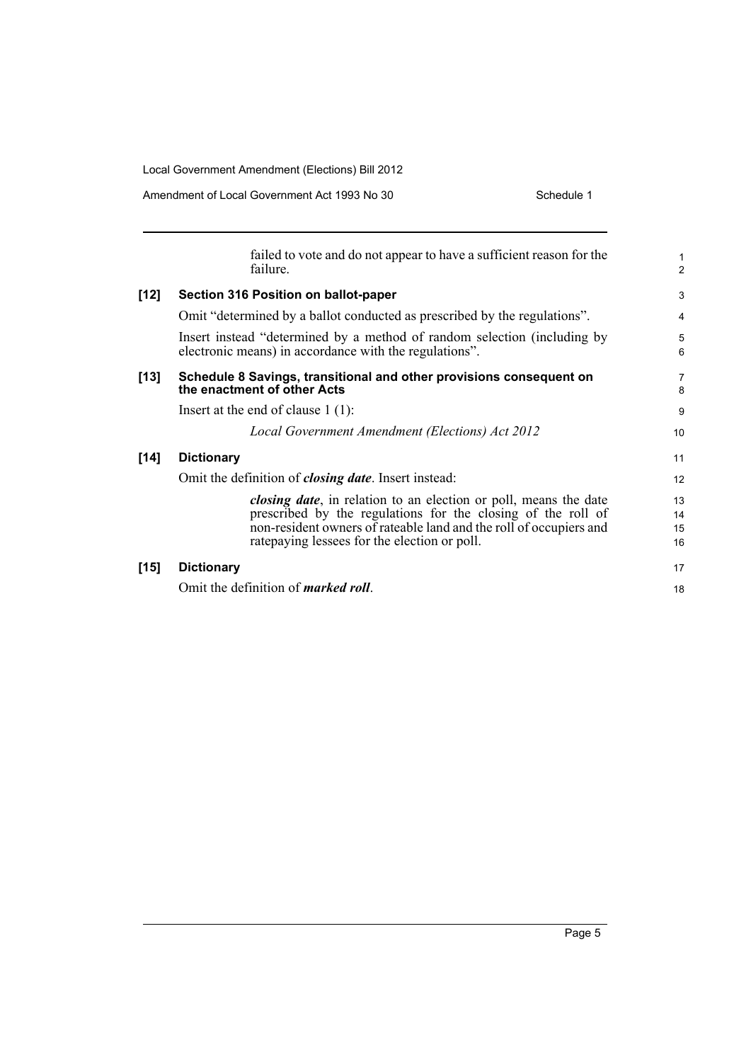failed to vote and do not appear to have a sufficient reason for the failure.

**[12] Section 316 Position on ballot-paper**

Omit "determined by a ballot conducted as prescribed by the regulations".

Insert instead "determined by a method of random selection (including by electronic means) in accordance with the regulations".

**[13] Schedule 8 Savings, transitional and other provisions consequent on the enactment of other Acts**

Insert at the end of clause 1 (1):

*Local Government Amendment (Elections) Act 2012*

**[14] Dictionary**

Omit the definition of ***closing date***. Insert instead:

***closing date***, in relation to an election or poll, means the date prescribed by the regulations for the closing of the roll of non-resident owners of rateable land and the roll of occupiers and ratepaying lessees for the election or poll.

**[15] Dictionary**

Omit the definition of ***marked roll***.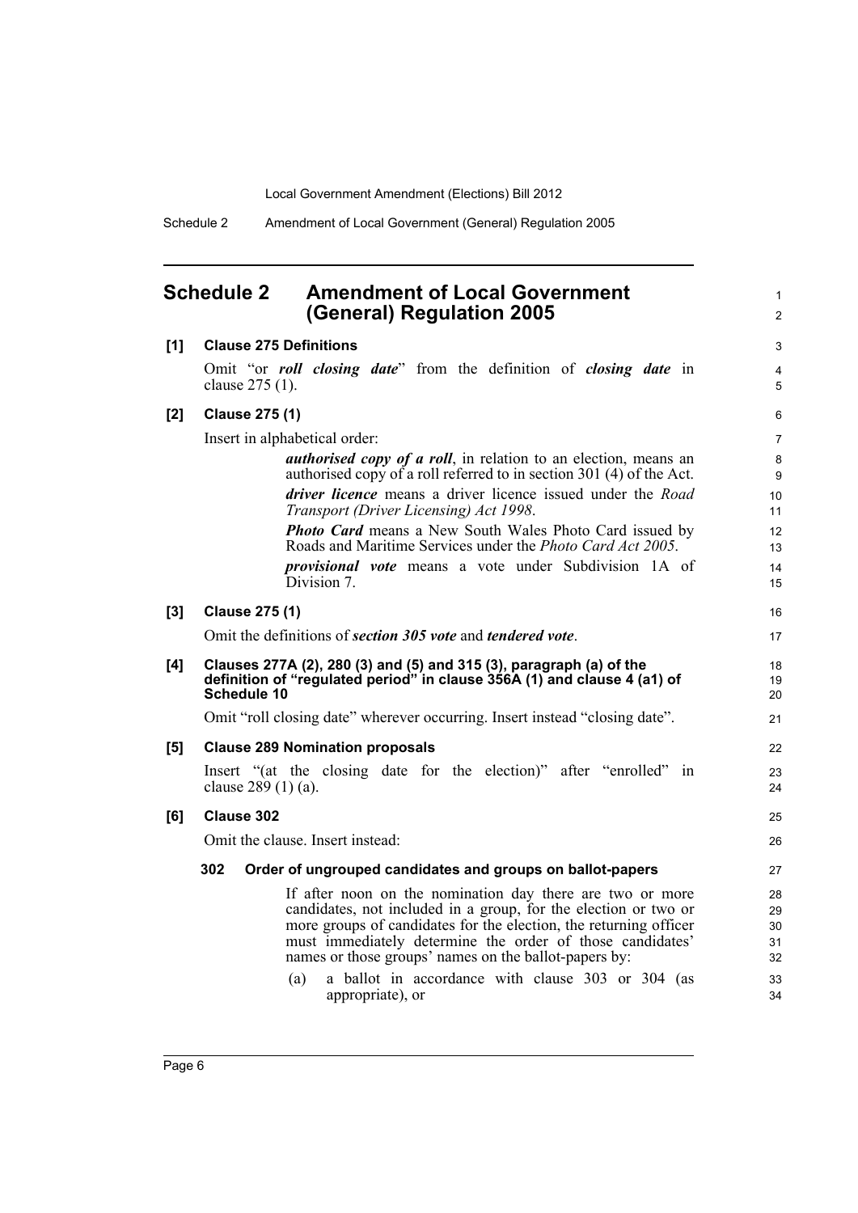## Schedule 2 Amendment of Local Government (General) Regulation 2005

**[1] Clause 275 Definitions**

Omit "or ***roll closing date***" from the definition of ***closing date*** in clause 275 (1).

**[2] Clause 275 (1)**

Insert in alphabetical order:

> ***authorised copy of a roll***, in relation to an election, means an authorised copy of a roll referred to in section 301 (4) of the Act.
>
> ***driver licence*** means a driver licence issued under the *Road Transport (Driver Licensing) Act 1998*.
>
> ***Photo Card*** means a New South Wales Photo Card issued by Roads and Maritime Services under the *Photo Card Act 2005*.
>
> ***provisional vote*** means a vote under Subdivision 1A of Division 7.

**[3] Clause 275 (1)**

Omit the definitions of ***section 305 vote*** and ***tendered vote***.

**[4] Clauses 277A (2), 280 (3) and (5) and 315 (3), paragraph (a) of the definition of "regulated period" in clause 356A (1) and clause 4 (a1) of Schedule 10**

Omit "roll closing date" wherever occurring. Insert instead "closing date".

**[5] Clause 289 Nomination proposals**

Insert "(at the closing date for the election)" after "enrolled" in clause 289 (1) (a).

**[6] Clause 302**

Omit the clause. Insert instead:

> **302 Order of ungrouped candidates and groups on ballot-papers**
>
> If after noon on the nomination day there are two or more candidates, not included in a group, for the election or two or more groups of candidates for the election, the returning officer must immediately determine the order of those candidates' names or those groups' names on the ballot-papers by:
>
> (a) a ballot in accordance with clause 303 or 304 (as appropriate), or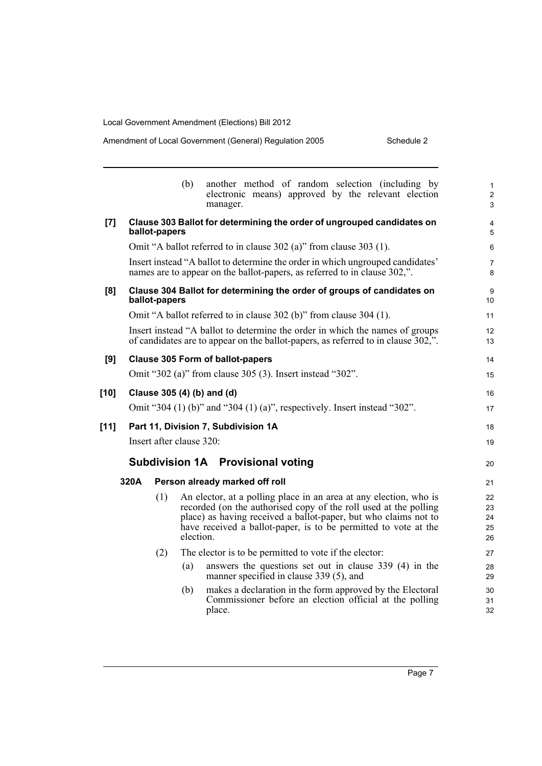(b) another method of random selection (including by electronic means) approved by the relevant election manager.

**[7] Clause 303 Ballot for determining the order of ungrouped candidates on ballot-papers**

Omit "A ballot referred to in clause 302 (a)" from clause 303 (1).

Insert instead "A ballot to determine the order in which ungrouped candidates' names are to appear on the ballot-papers, as referred to in clause 302,".

**[8] Clause 304 Ballot for determining the order of groups of candidates on ballot-papers**

Omit "A ballot referred to in clause 302 (b)" from clause 304 (1).

Insert instead "A ballot to determine the order in which the names of groups of candidates are to appear on the ballot-papers, as referred to in clause 302,".

**[9] Clause 305 Form of ballot-papers**

Omit "302 (a)" from clause 305 (3). Insert instead "302".

**[10] Clause 305 (4) (b) and (d)**

Omit "304 (1) (b)" and "304 (1) (a)", respectively. Insert instead "302".

**[11] Part 11, Division 7, Subdivision 1A**

Insert after clause 320:

## Subdivision 1A Provisional voting

**320A Person already marked off roll**

(1) An elector, at a polling place in an area at any election, who is recorded (on the authorised copy of the roll used at the polling place) as having received a ballot-paper, but who claims not to have received a ballot-paper, is to be permitted to vote at the election.

(2) The elector is to be permitted to vote if the elector:

(a) answers the questions set out in clause 339 (4) in the manner specified in clause 339 (5), and

(b) makes a declaration in the form approved by the Electoral Commissioner before an election official at the polling place.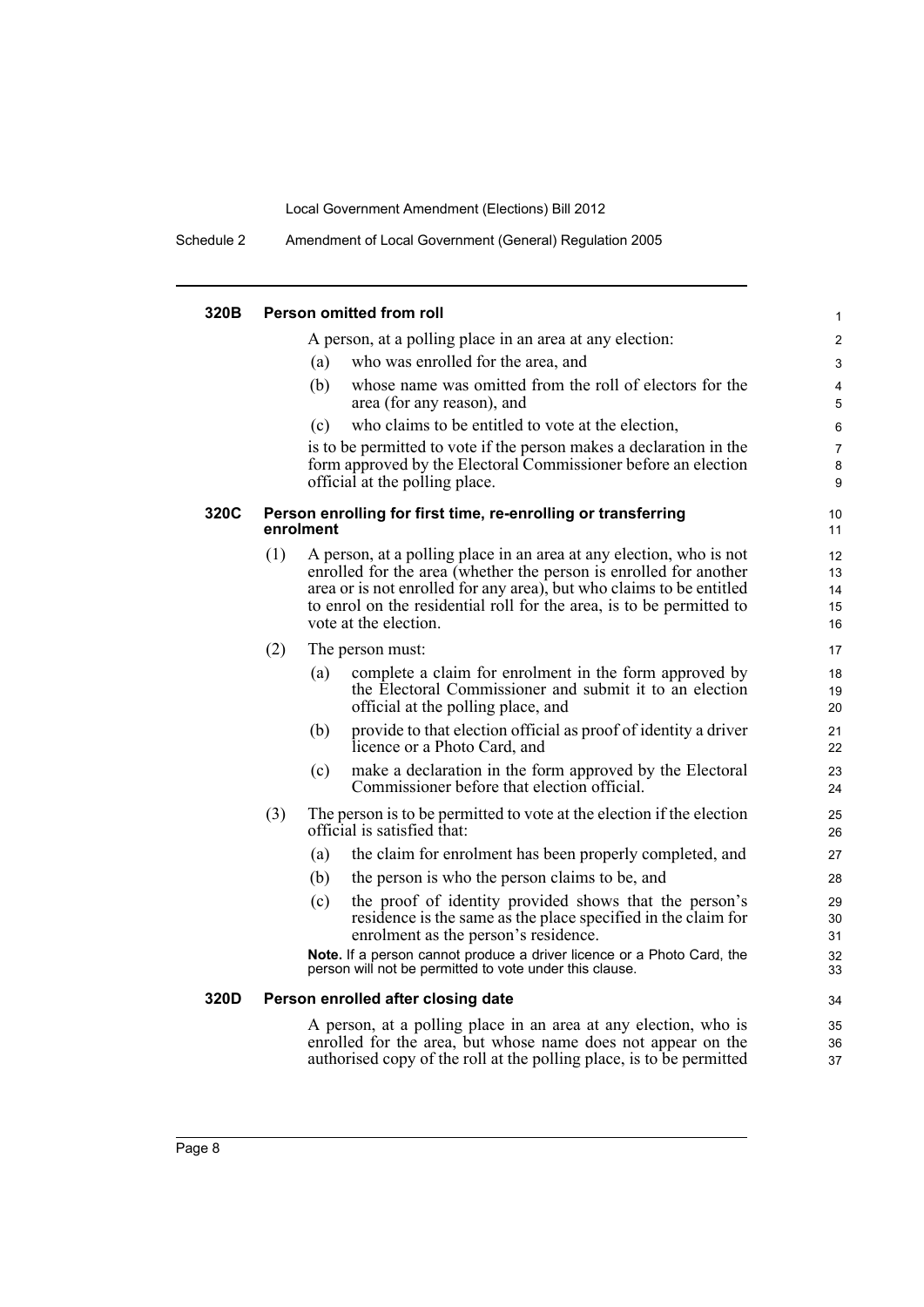#### 320B Person omitted from roll

A person, at a polling place in an area at any election:

(a) who was enrolled for the area, and

(b) whose name was omitted from the roll of electors for the area (for any reason), and

(c) who claims to be entitled to vote at the election,

is to be permitted to vote if the person makes a declaration in the form approved by the Electoral Commissioner before an election official at the polling place.

#### 320C Person enrolling for first time, re-enrolling or transferring enrolment

(1) A person, at a polling place in an area at any election, who is not enrolled for the area (whether the person is enrolled for another area or is not enrolled for any area), but who claims to be entitled to enrol on the residential roll for the area, is to be permitted to vote at the election.

(2) The person must:

(a) complete a claim for enrolment in the form approved by the Electoral Commissioner and submit it to an election official at the polling place, and

(b) provide to that election official as proof of identity a driver licence or a Photo Card, and

(c) make a declaration in the form approved by the Electoral Commissioner before that election official.

(3) The person is to be permitted to vote at the election if the election official is satisfied that:

(a) the claim for enrolment has been properly completed, and

(b) the person is who the person claims to be, and

(c) the proof of identity provided shows that the person's residence is the same as the place specified in the claim for enrolment as the person's residence.

**Note.** If a person cannot produce a driver licence or a Photo Card, the person will not be permitted to vote under this clause.

#### 320D Person enrolled after closing date

A person, at a polling place in an area at any election, who is enrolled for the area, but whose name does not appear on the authorised copy of the roll at the polling place, is to be permitted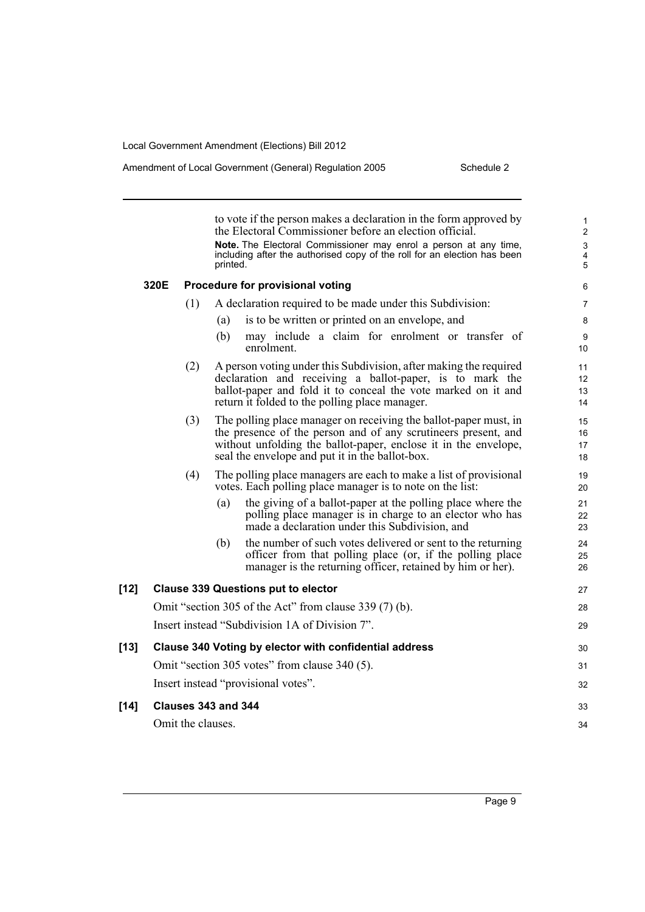to vote if the person makes a declaration in the form approved by the Electoral Commissioner before an election official.

**Note.** The Electoral Commissioner may enrol a person at any time, including after the authorised copy of the roll for an election has been printed.

**320E Procedure for provisional voting**

(1) A declaration required to be made under this Subdivision:

(a) is to be written or printed on an envelope, and

(b) may include a claim for enrolment or transfer of enrolment.

(2) A person voting under this Subdivision, after making the required declaration and receiving a ballot-paper, is to mark the ballot-paper and fold it to conceal the vote marked on it and return it folded to the polling place manager.

(3) The polling place manager on receiving the ballot-paper must, in the presence of the person and of any scrutineers present, and without unfolding the ballot-paper, enclose it in the envelope, seal the envelope and put it in the ballot-box.

(4) The polling place managers are each to make a list of provisional votes. Each polling place manager is to note on the list:

(a) the giving of a ballot-paper at the polling place where the polling place manager is in charge to an elector who has made a declaration under this Subdivision, and

(b) the number of such votes delivered or sent to the returning officer from that polling place (or, if the polling place manager is the returning officer, retained by him or her).

**[12] Clause 339 Questions put to elector**

Omit "section 305 of the Act" from clause 339 (7) (b).

Insert instead "Subdivision 1A of Division 7".

**[13] Clause 340 Voting by elector with confidential address**

Omit "section 305 votes" from clause 340 (5).

Insert instead "provisional votes".

**[14] Clauses 343 and 344**

Omit the clauses.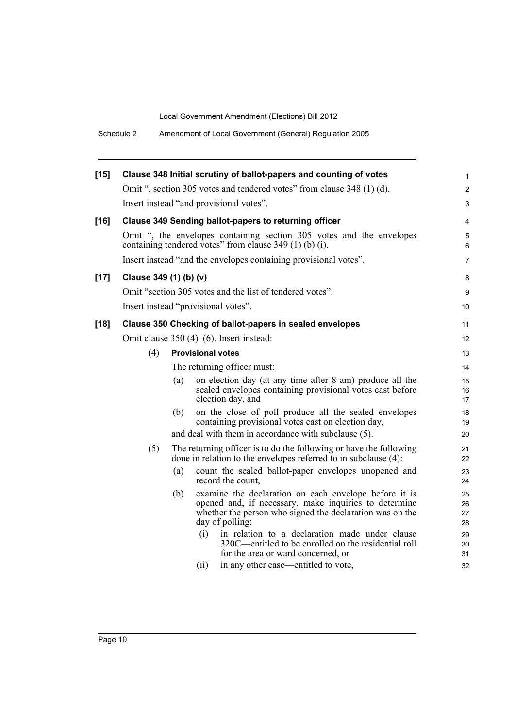**[15] Clause 348 Initial scrutiny of ballot-papers and counting of votes**

Omit ", section 305 votes and tendered votes" from clause 348 (1) (d).

Insert instead "and provisional votes".

**[16] Clause 349 Sending ballot-papers to returning officer**

Omit ", the envelopes containing section 305 votes and the envelopes containing tendered votes" from clause 349 (1) (b) (i).

Insert instead "and the envelopes containing provisional votes".

**[17] Clause 349 (1) (b) (v)**

Omit "section 305 votes and the list of tendered votes".

Insert instead "provisional votes".

**[18] Clause 350 Checking of ballot-papers in sealed envelopes**

Omit clause 350 (4)–(6). Insert instead:

(4) **Provisional votes**

The returning officer must:

(a) on election day (at any time after 8 am) produce all the sealed envelopes containing provisional votes cast before election day, and

(b) on the close of poll produce all the sealed envelopes containing provisional votes cast on election day,

and deal with them in accordance with subclause (5).

(5) The returning officer is to do the following or have the following done in relation to the envelopes referred to in subclause (4):

(a) count the sealed ballot-paper envelopes unopened and record the count,

(b) examine the declaration on each envelope before it is opened and, if necessary, make inquiries to determine whether the person who signed the declaration was on the day of polling:

(i) in relation to a declaration made under clause 320C—entitled to be enrolled on the residential roll for the area or ward concerned, or

(ii) in any other case—entitled to vote,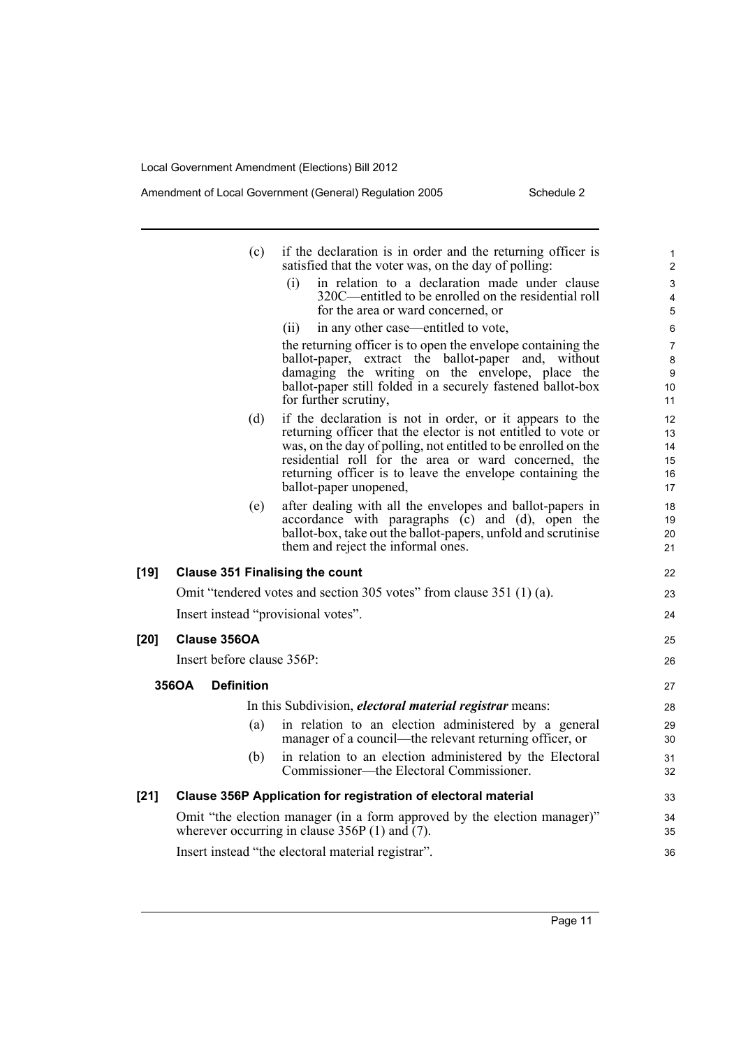(c) if the declaration is in order and the returning officer is satisfied that the voter was, on the day of polling:

(i) in relation to a declaration made under clause 320C—entitled to be enrolled on the residential roll for the area or ward concerned, or

(ii) in any other case—entitled to vote,

the returning officer is to open the envelope containing the ballot-paper, extract the ballot-paper and, without damaging the writing on the envelope, place the ballot-paper still folded in a securely fastened ballot-box for further scrutiny,

(d) if the declaration is not in order, or it appears to the returning officer that the elector is not entitled to vote or was, on the day of polling, not entitled to be enrolled on the residential roll for the area or ward concerned, the returning officer is to leave the envelope containing the ballot-paper unopened,

(e) after dealing with all the envelopes and ballot-papers in accordance with paragraphs (c) and (d), open the ballot-box, take out the ballot-papers, unfold and scrutinise them and reject the informal ones.

### [19] Clause 351 Finalising the count

Omit "tendered votes and section 305 votes" from clause 351 (1) (a).

Insert instead "provisional votes".

### [20] Clause 356OA

Insert before clause 356P:

#### 356OA Definition

In this Subdivision, ***electoral material registrar*** means:

(a) in relation to an election administered by a general manager of a council—the relevant returning officer, or

(b) in relation to an election administered by the Electoral Commissioner—the Electoral Commissioner.

### [21] Clause 356P Application for registration of electoral material

Omit "the election manager (in a form approved by the election manager)" wherever occurring in clause 356P (1) and (7).

Insert instead "the electoral material registrar".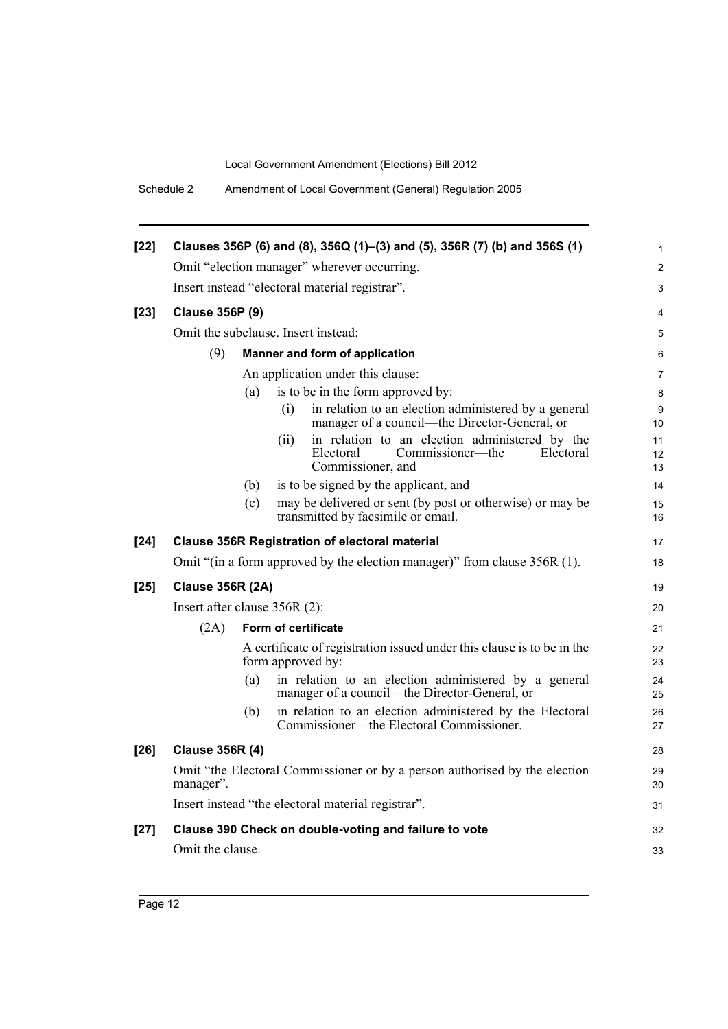**[22] Clauses 356P (6) and (8), 356Q (1)–(3) and (5), 356R (7) (b) and 356S (1)**

Omit "election manager" wherever occurring.

Insert instead "electoral material registrar".

**[23] Clause 356P (9)**

Omit the subclause. Insert instead:

(9) **Manner and form of application**

An application under this clause:

- (a) is to be in the form approved by:
  - (i) in relation to an election administered by a general manager of a council—the Director-General, or
  - (ii) in relation to an election administered by the Electoral Commissioner—the Electoral Commissioner, and
- (b) is to be signed by the applicant, and
- (c) may be delivered or sent (by post or otherwise) or may be transmitted by facsimile or email.

**[24] Clause 356R Registration of electoral material**

Omit "(in a form approved by the election manager)" from clause 356R (1).

**[25] Clause 356R (2A)**

Insert after clause 356R (2):

(2A) **Form of certificate**

A certificate of registration issued under this clause is to be in the form approved by:

- (a) in relation to an election administered by a general manager of a council—the Director-General, or
- (b) in relation to an election administered by the Electoral Commissioner—the Electoral Commissioner.

**[26] Clause 356R (4)**

Omit "the Electoral Commissioner or by a person authorised by the election manager".

Insert instead "the electoral material registrar".

**[27] Clause 390 Check on double-voting and failure to vote**

Omit the clause.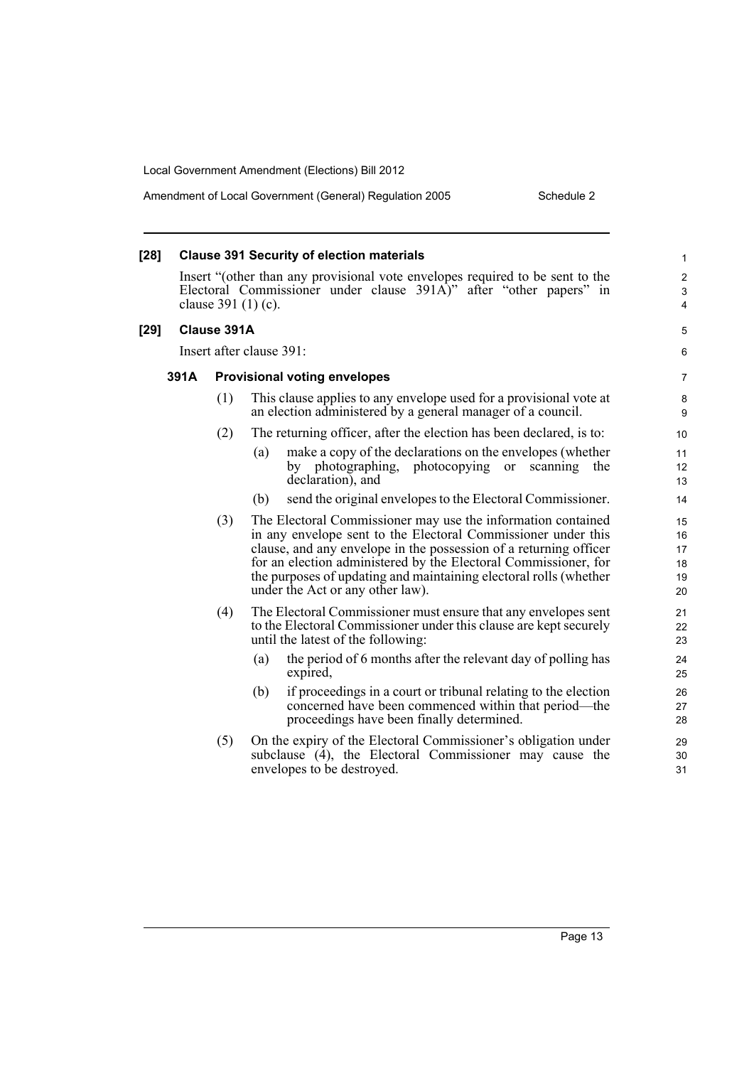**[28] Clause 391 Security of election materials**

Insert "(other than any provisional vote envelopes required to be sent to the Electoral Commissioner under clause 391A)" after "other papers" in clause 391 (1) (c).

**[29] Clause 391A**

Insert after clause 391:

**391A Provisional voting envelopes**

(1) This clause applies to any envelope used for a provisional vote at an election administered by a general manager of a council.

(2) The returning officer, after the election has been declared, is to:

- (a) make a copy of the declarations on the envelopes (whether by photographing, photocopying or scanning the declaration), and
- (b) send the original envelopes to the Electoral Commissioner.

(3) The Electoral Commissioner may use the information contained in any envelope sent to the Electoral Commissioner under this clause, and any envelope in the possession of a returning officer for an election administered by the Electoral Commissioner, for the purposes of updating and maintaining electoral rolls (whether under the Act or any other law).

(4) The Electoral Commissioner must ensure that any envelopes sent to the Electoral Commissioner under this clause are kept securely until the latest of the following:

- (a) the period of 6 months after the relevant day of polling has expired,
- (b) if proceedings in a court or tribunal relating to the election concerned have been commenced within that period—the proceedings have been finally determined.

(5) On the expiry of the Electoral Commissioner's obligation under subclause (4), the Electoral Commissioner may cause the envelopes to be destroyed.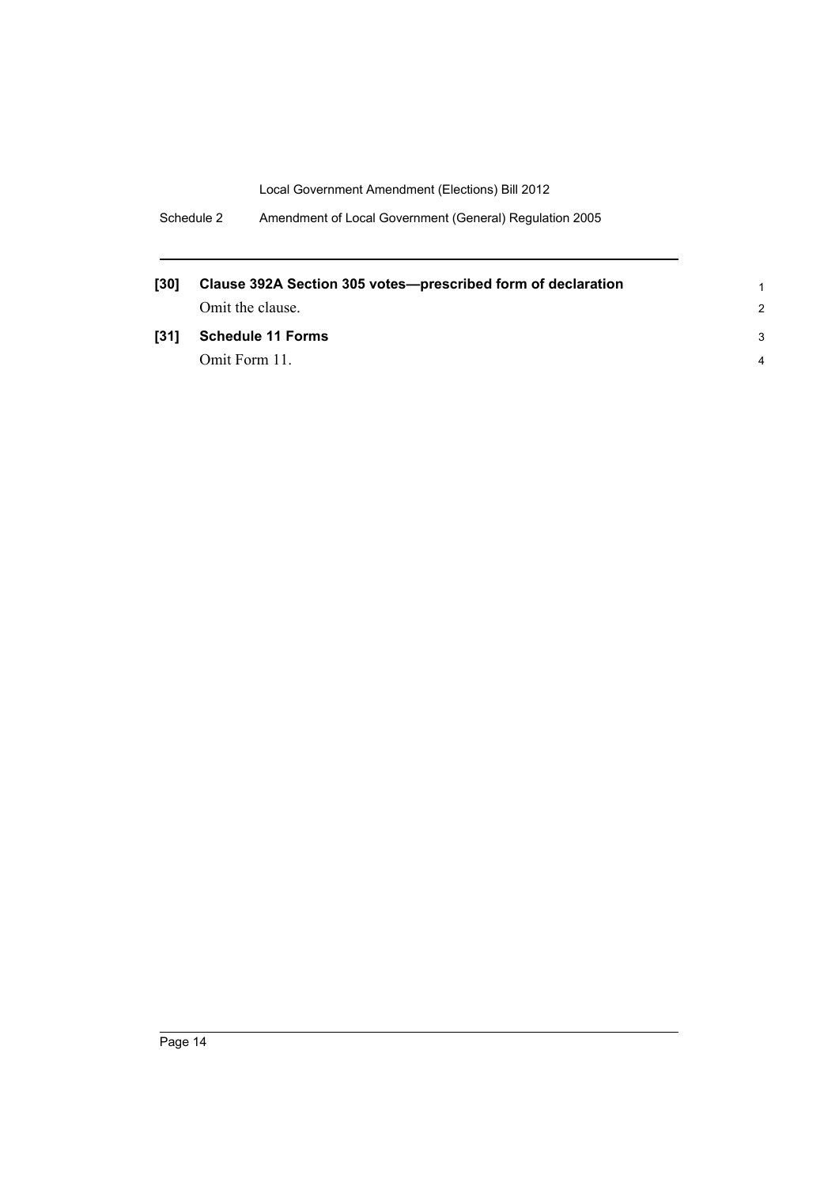**[30] Clause 392A Section 305 votes—prescribed form of declaration**

Omit the clause.

**[31] Schedule 11 Forms**

Omit Form 11.